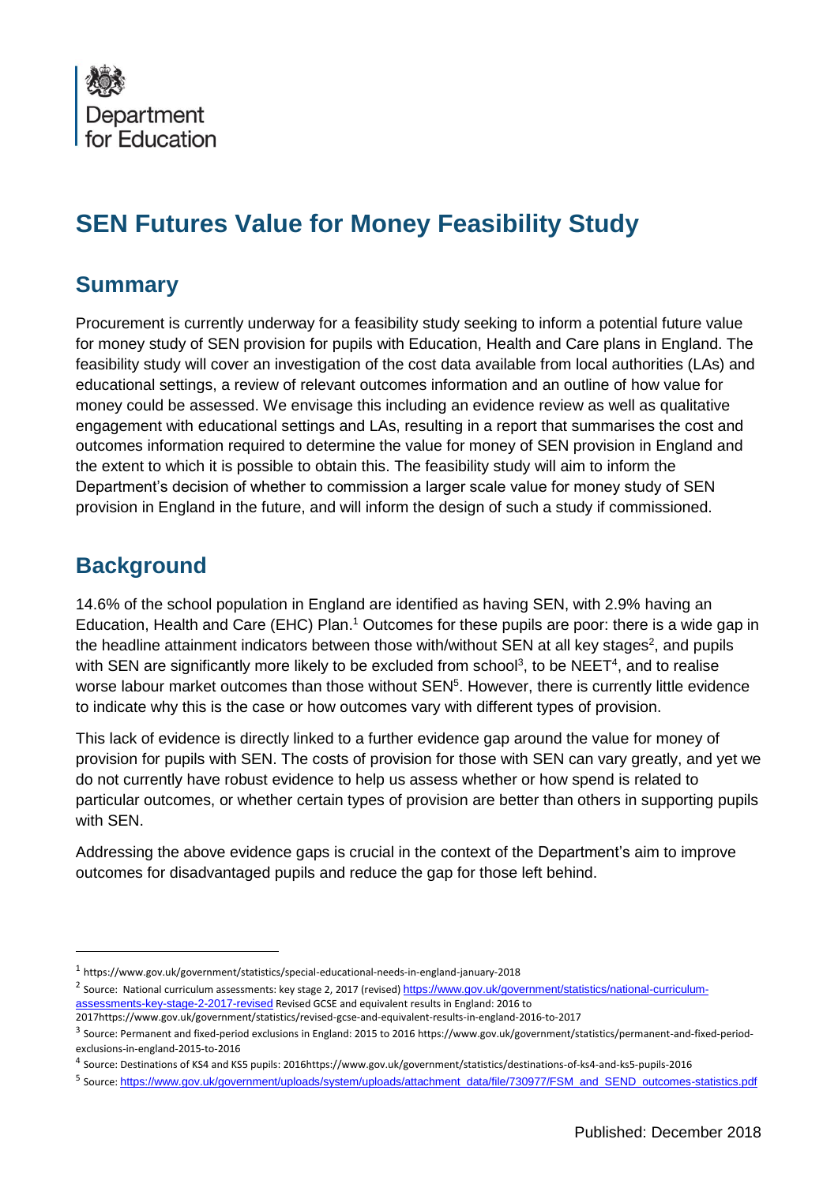Department for Education

# SEN Futures Value for Money Feasibility Study

## Summary

Procurement is currently underway for a feasibility study seeking to inform a potential future value for money study of SEN provision for pupils with Education, Health and Care plans in England. The feasibility study will cover an investigation of the cost data available from local authorities (LAs) and educational settings, a review of relevant outcomes information and an outline of how value for money could be assessed. We envisage this including an evidence review as well as qualitative engagement with educational settings and LAs, resulting in a report that summarises the cost and outcomes information required to determine the value for money of SEN provision in England and the extent to which it is possible to obtain this. The feasibility study will aim to inform the Department's decision of whether to commission a larger scale value for money study of SEN provision in England in the future, and will inform the design of such a study if commissioned.

## Background

14.6% of the school population in England are identified as having SEN, with 2.9% having an Education, Health and Care (EHC) Plan.[1] Outcomes for these pupils are poor: there is a wide gap in the headline attainment indicators between those with/without SEN at all key stages[2], and pupils with SEN are significantly more likely to be excluded from school[3], to be NEET[4], and to realise worse labour market outcomes than those without SEN[5]. However, there is currently little evidence to indicate why this is the case or how outcomes vary with different types of provision.

This lack of evidence is directly linked to a further evidence gap around the value for money of provision for pupils with SEN. The costs of provision for those with SEN can vary greatly, and yet we do not currently have robust evidence to help us assess whether or how spend is related to particular outcomes, or whether certain types of provision are better than others in supporting pupils with SEN.

Addressing the above evidence gaps is crucial in the context of the Department's aim to improve outcomes for disadvantaged pupils and reduce the gap for those left behind.

---

[1] https://www.gov.uk/government/statistics/special-educational-needs-in-england-january-2018

[2] Source: National curriculum assessments: key stage 2, 2017 (revised) https://www.gov.uk/government/statistics/national-curriculum-assessments-key-stage-2-2017-revised Revised GCSE and equivalent results in England: 2016 to 2017https://www.gov.uk/government/statistics/revised-gcse-and-equivalent-results-in-england-2016-to-2017

[3] Source: Permanent and fixed-period exclusions in England: 2015 to 2016 https://www.gov.uk/government/statistics/permanent-and-fixed-period-exclusions-in-england-2015-to-2016

[4] Source: Destinations of KS4 and KS5 pupils: 2016https://www.gov.uk/government/statistics/destinations-of-ks4-and-ks5-pupils-2016

[5] Source: https://www.gov.uk/government/uploads/system/uploads/attachment_data/file/730977/FSM_and_SEND_outcomes-statistics.pdf

Published: December 2018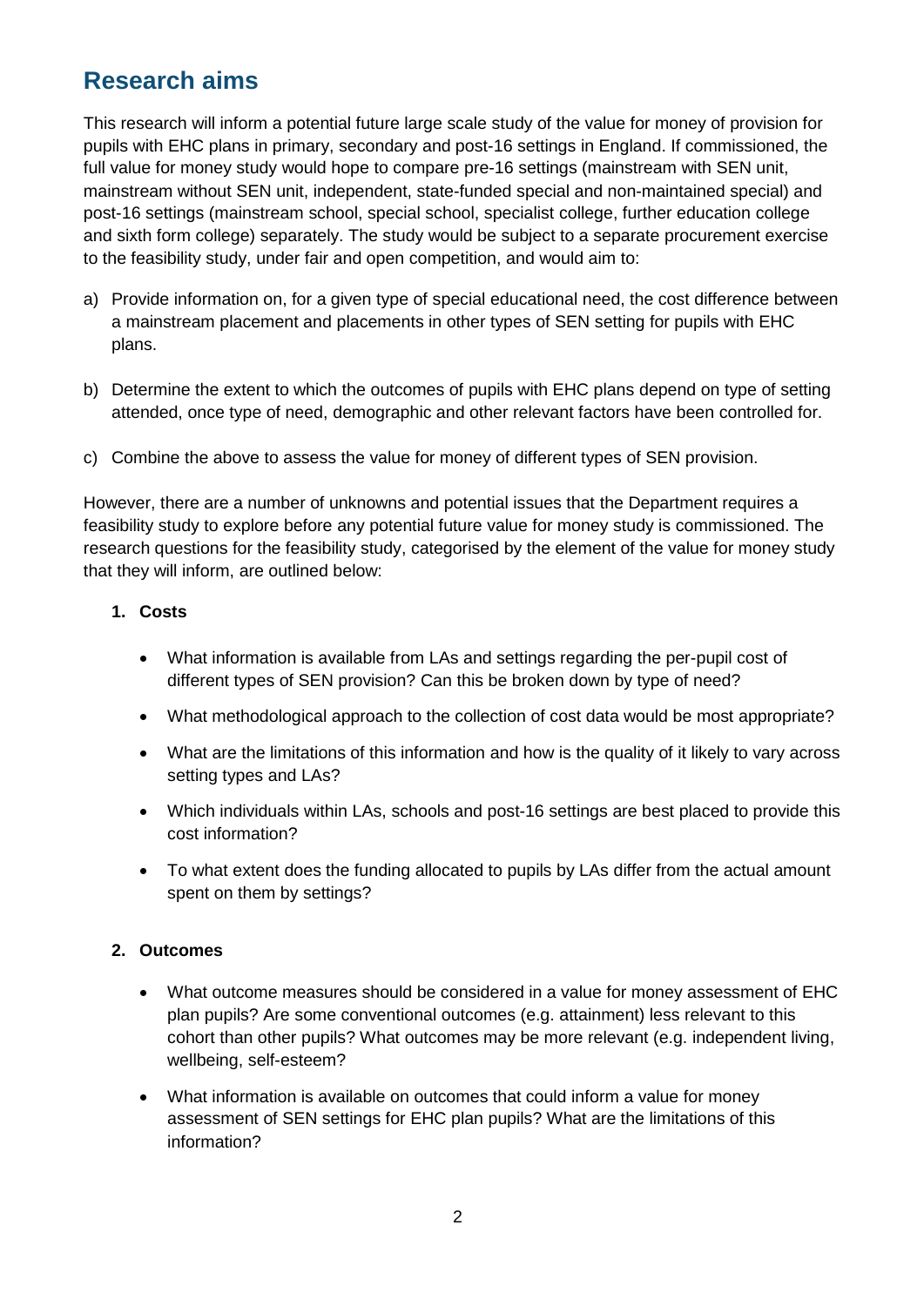## Research aims

This research will inform a potential future large scale study of the value for money of provision for pupils with EHC plans in primary, secondary and post-16 settings in England. If commissioned, the full value for money study would hope to compare pre-16 settings (mainstream with SEN unit, mainstream without SEN unit, independent, state-funded special and non-maintained special) and post-16 settings (mainstream school, special school, specialist college, further education college and sixth form college) separately. The study would be subject to a separate procurement exercise to the feasibility study, under fair and open competition, and would aim to:

a) Provide information on, for a given type of special educational need, the cost difference between a mainstream placement and placements in other types of SEN setting for pupils with EHC plans.

b) Determine the extent to which the outcomes of pupils with EHC plans depend on type of setting attended, once type of need, demographic and other relevant factors have been controlled for.

c) Combine the above to assess the value for money of different types of SEN provision.

However, there are a number of unknowns and potential issues that the Department requires a feasibility study to explore before any potential future value for money study is commissioned. The research questions for the feasibility study, categorised by the element of the value for money study that they will inform, are outlined below:

1. **Costs**

   - What information is available from LAs and settings regarding the per-pupil cost of different types of SEN provision? Can this be broken down by type of need?
   - What methodological approach to the collection of cost data would be most appropriate?
   - What are the limitations of this information and how is the quality of it likely to vary across setting types and LAs?
   - Which individuals within LAs, schools and post-16 settings are best placed to provide this cost information?
   - To what extent does the funding allocated to pupils by LAs differ from the actual amount spent on them by settings?

2. **Outcomes**

   - What outcome measures should be considered in a value for money assessment of EHC plan pupils? Are some conventional outcomes (e.g. attainment) less relevant to this cohort than other pupils? What outcomes may be more relevant (e.g. independent living, wellbeing, self-esteem?
   - What information is available on outcomes that could inform a value for money assessment of SEN settings for EHC plan pupils? What are the limitations of this information?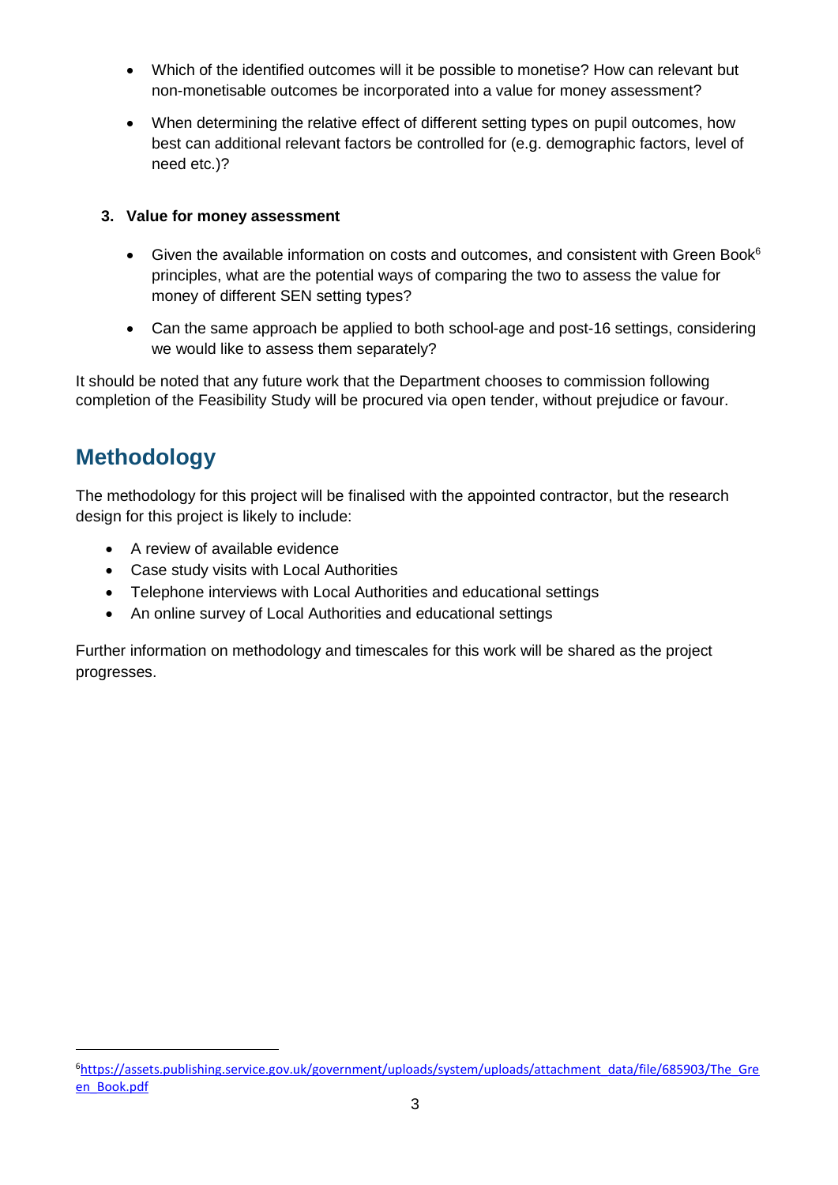- Which of the identified outcomes will it be possible to monetise? How can relevant but non-monetisable outcomes be incorporated into a value for money assessment?
- When determining the relative effect of different setting types on pupil outcomes, how best can additional relevant factors be controlled for (e.g. demographic factors, level of need etc.)?

**3. Value for money assessment**

- Given the available information on costs and outcomes, and consistent with Green Book[6] principles, what are the potential ways of comparing the two to assess the value for money of different SEN setting types?
- Can the same approach be applied to both school-age and post-16 settings, considering we would like to assess them separately?

It should be noted that any future work that the Department chooses to commission following completion of the Feasibility Study will be procured via open tender, without prejudice or favour.

## Methodology

The methodology for this project will be finalised with the appointed contractor, but the research design for this project is likely to include:

- A review of available evidence
- Case study visits with Local Authorities
- Telephone interviews with Local Authorities and educational settings
- An online survey of Local Authorities and educational settings

Further information on methodology and timescales for this work will be shared as the project progresses.

[6] https://assets.publishing.service.gov.uk/government/uploads/system/uploads/attachment_data/file/685903/The_Green_Book.pdf